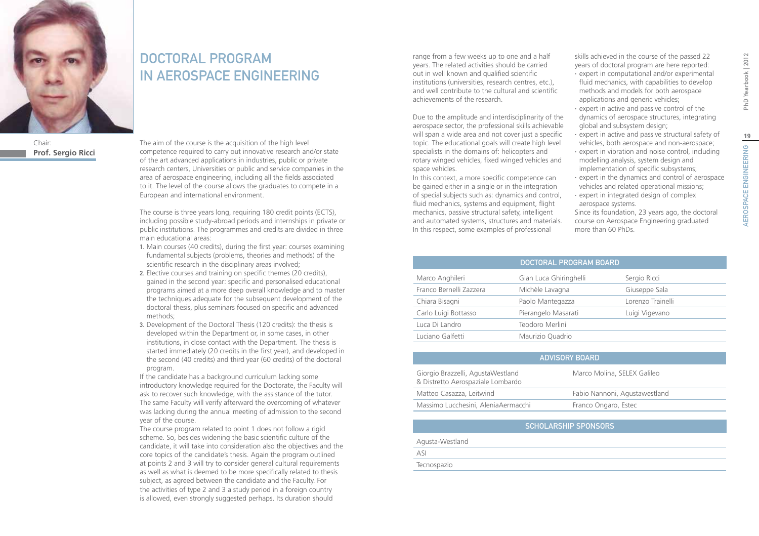# DOCTORAL PROGRAM IN AEROSPACE ENGINEERING

Chair:
**Prof. Sergio Ricci**

The aim of the course is the acquisition of the high level competence required to carry out innovative research and/or state of the art advanced applications in industries, public or private research centers, Universities or public and service companies in the area of aerospace engineering, including all the fields associated to it. The level of the course allows the graduates to compete in a European and international environment.

The course is three years long, requiring 180 credit points (ECTS), including possible study-abroad periods and internships in private or public institutions. The programmes and credits are divided in three main educational areas:

1. Main courses (40 credits), during the first year: courses examining fundamental subjects (problems, theories and methods) of the scientific research in the disciplinary areas involved;
2. Elective courses and training on specific themes (20 credits), gained in the second year: specific and personalised educational programs aimed at a more deep overall knowledge and to master the techniques adequate for the subsequent development of the doctoral thesis, plus seminars focused on specific and advanced methods;
3. Development of the Doctoral Thesis (120 credits): the thesis is developed within the Department or, in some cases, in other institutions, in close contact with the Department. The thesis is started immediately (20 credits in the first year), and developed in the second (40 credits) and third year (60 credits) of the doctoral program.

If the candidate has a background curriculum lacking some introductory knowledge required for the Doctorate, the Faculty will ask to recover such knowledge, with the assistance of the tutor. The same Faculty will verify afterward the overcoming of whatever was lacking during the annual meeting of admission to the second year of the course.

The course program related to point 1 does not follow a rigid scheme. So, besides widening the basic scientific culture of the candidate, it will take into consideration also the objectives and the core topics of the candidate's thesis. Again the program outlined at points 2 and 3 will try to consider general cultural requirements as well as what is deemed to be more specifically related to thesis subject, as agreed between the candidate and the Faculty. For the activities of type 2 and 3 a study period in a foreign country is allowed, even strongly suggested perhaps. Its duration should range from a few weeks up to one and a half years. The related activities should be carried out in well known and qualified scientific institutions (universities, research centres, etc.), and well contribute to the cultural and scientific achievements of the research.

Due to the amplitude and interdisciplinarity of the aerospace sector, the professional skills achievable will span a wide area and not cover just a specific topic. The educational goals will create high level specialists in the domains of: helicopters and rotary winged vehicles, fixed winged vehicles and space vehicles.

In this context, a more specific competence can be gained either in a single or in the integration of special subjects such as: dynamics and control, fluid mechanics, systems and equipment, flight mechanics, passive structural safety, intelligent and automated systems, structures and materials. In this respect, some examples of professional skills achieved in the course of the passed 22 years of doctoral program are here reported:

- expert in computational and/or experimental fluid mechanics, with capabilities to develop methods and models for both aerospace applications and generic vehicles;
- expert in active and passive control of the dynamics of aerospace structures, integrating global and subsystem design;
- expert in active and passive structural safety of vehicles, both aerospace and non-aerospace;
- expert in vibration and noise control, including modelling analysis, system design and implementation of specific subsystems;
- expert in the dynamics and control of aerospace vehicles and related operational missions;
- expert in integrated design of complex aerospace systems.

Since its foundation, 23 years ago, the doctoral course on Aerospace Engineering graduated more than 60 PhDs.

| DOCTORAL PROGRAM BOARD | | |
|---|---|---|
| Marco Anghileri | Gian Luca Ghiringhelli | Sergio Ricci |
| Franco Bernelli Zazzera | Michèle Lavagna | Giuseppe Sala |
| Chiara Bisagni | Paolo Mantegazza | Lorenzo Trainelli |
| Carlo Luigi Bottasso | Pierangelo Masarati | Luigi Vigevano |
| Luca Di Landro | Teodoro Merlini | |
| Luciano Galfetti | Maurizio Quadrio | |

| ADVISORY BOARD | |
|---|---|
| Giorgio Brazzelli, AgustaWestland & Distretto Aerospaziale Lombardo | Marco Molina, SELEX Galileo |
| Matteo Casazza, Leitwind | Fabio Nannoni, Agustawestland |
| Massimo Lucchesini, AleniaAermacchi | Franco Ongaro, Estec |

| SCHOLARSHIP SPONSORS |
|---|
| Agusta-Westland |
| ASI |
| Tecnospazio |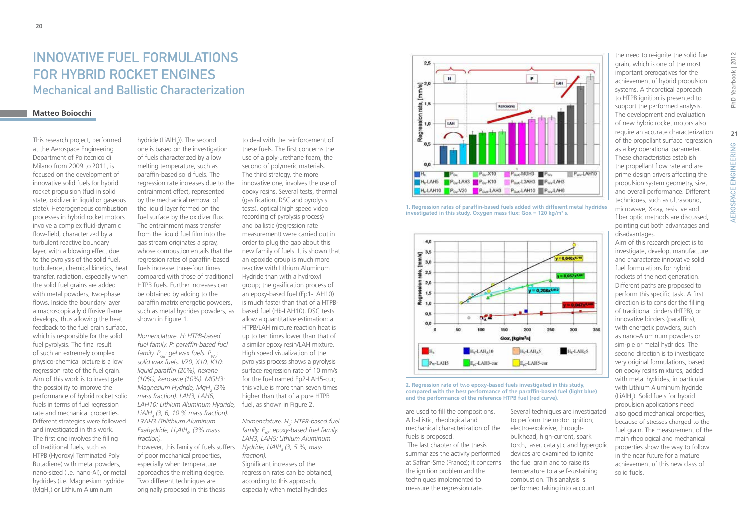# INNOVATIVE FUEL FORMULATIONS FOR HYBRID ROCKET ENGINES
## Mechanical and Ballistic Characterization

**Matteo Boiocchi**

This research project, performed at the Aerospace Engineering Department of Politecnico di Milano from 2009 to 2011, is focused on the development of innovative solid fuels for hybrid rocket propulsion (fuel in solid state, oxidizer in liquid or gaseous state). Heterogeneous combustion processes in hybrid rocket motors involve a complex fluid-dynamic flow-field, characterized by a turbulent reactive boundary layer, with a blowing effect due to the pyrolysis of the solid fuel, turbulence, chemical kinetics, heat transfer, radiation, especially when the solid fuel grains are added with metal powders, two-phase flows. Inside the boundary layer a macroscopically diffusive flame develops, thus allowing the heat feedback to the fuel grain surface, which is responsible for the solid fuel pyrolysis. The final result of such an extremely complex physico-chemical picture is a low regression rate of the fuel grain. Aim of this work is to investigate the possibility to improve the performance of hybrid rocket solid fuels in terms of fuel regression rate and mechanical properties. Different strategies were followed and investigated in this work. The first one involves the filling of traditional fuels, such as HTPB (Hydroxyl Terminated Poly Butadiene) with metal powders, nano-sized (i.e. nano-Al), or metal hydrides (i.e. Magnesium Hydride ($MgH_2$) or Lithium Aluminum hydride ($LiAlH_4$)). The second one is based on the investigation of fuels characterized by a low melting temperature, such as paraffin-based solid fuels. The regression rate increases due to the entrainment effect, represented by the mechanical removal of the liquid layer formed on the fuel surface by the oxidizer flux. The entrainment mass transfer from the liquid fuel film into the gas stream originates a spray, whose combustion entails that the regression rates of paraffin-based fuels increase three-four times compared with those of traditional HTPB fuels. Further increases can be obtained by adding to the paraffin matrix energetic powders, such as metal hydrides powders, as shown in Figure 1.

*Nomenclature. H: HTPB-based fuel family. P: paraffin-based fuel family. $P_{Gu}$: gel wax fuels. $P_{Wu}$: solid wax fuels. V20, X10, K10: liquid paraffin (20%), hexane (10%), kerosene (10%). MGH3: Magnesium Hydride, $MgH_2$ (3% mass fraction). LAH3, LAH6, LAH10: Lithium Aluminum Hydride, $LiAlH_4$ (3, 6, 10 % mass fraction). L3AH3 (Trilithium Aluminum Exahydride, $Li_3AlH_6$, (3% mass fraction).*

However, this family of fuels suffers of poor mechanical properties, especially when temperature approaches the melting degree. Two different techniques are originally proposed in this thesis to deal with the reinforcement of these fuels. The first concerns the use of a poly-urethane foam, the second of polymeric materials. The third strategy, the more innovative one, involves the use of epoxy resins. Several tests, thermal (gasification, DSC and pyrolysis tests), optical (high speed video recording of pyrolysis process) and ballistic (regression rate measurement) were carried out in order to plug the gap about this new family of fuels. It is shown that an epoxide group is much more reactive with Lithium Aluminum Hydride than with a hydroxyl group; the gasification process of an epoxy-based fuel (Ep1-LAH10) is much faster than that of a HTPB-based fuel (Hb-LAH10). DSC tests allow a quantitative estimation: a HTPB/LAH mixture reaction heat is up to ten times lower than that of a similar epoxy resin/LAH mixture. High speed visualization of the pyrolysis process shows a pyrolysis surface regression rate of 10 mm/s for the fuel named Ep2-LAH5-cur; this value is more than seven times higher than that of a pure HTPB fuel, as shown in Figure 2.

*Nomenclature. $H_b$: HTPB-based fuel family. $E_{p2}$: epoxy-based fuel family. LAH3, LAH5: Lithium Aluminum Hydride, $LiAlH_4$ (3, 5 %, mass fraction).*

Significant increases of the regression rates can be obtained, according to this approach, especially when metal hydrides are used to fill the compositions. A ballistic, rheological and mechanical characterization of the fuels is proposed.

The last chapter of the thesis summarizes the activity performed at Safran-Sme (France); it concerns the ignition problem and the techniques implemented to measure the regression rate. Several techniques are investigated to perform the motor ignition; electro-explosive, through-bulkhead, high-current, spark torch, laser, catalytic and hypergolic devices are examined to ignite the fuel grain and to raise its temperature to a self-sustaining combustion. This analysis is performed taking into account the need to re-ignite the solid fuel grain, which is one of the most important prerogatives for the achievement of hybrid propulsion systems. A theoretical approach to HTPB ignition is presented to support the performed analysis. The development and evaluation of new hybrid rocket motors also require an accurate characterization of the propellant surface regression as a key operational parameter. These characteristics establish the propellant flow rate and are prime design drivers affecting the propulsion system geometry, size, and overall performance. Different techniques, such as ultrasound, microwave, X-ray, resistive and fiber optic methods are discussed, pointing out both advantages and disadvantages.

Aim of this research project is to investigate, develop, manufacture and characterize innovative solid fuel formulations for hybrid rockets of the next generation. Different paths are proposed to perform this specific task. A first direction is to consider the filling of traditional binders (HTPB), or innovative binders (paraffins), with energetic powders, such as nano-Aluminum powders or sim-ple or metal hydrides. The second direction is to investigate very original formulations, based on epoxy resins mixtures, added with metal hydrides, in particular with Lithium Aluminum hydride ($LiAlH_4$). Solid fuels for hybrid propulsion applications need also good mechanical properties, because of stresses charged to the fuel grain. The measurement of the main rheological and mechanical properties show the way to follow in the near future for a mature achievement of this new class of solid fuels.

1. Regression rates of paraffin-based fuels added with different metal hydrides investigated in this study. Oxygen mass flux: Gox = 120 kg/m² s.

2. Regression rate of two epoxy-based fuels investigated in this study, compared with the best performance of the paraffin-based fuel (light blue) and the performance of the reference HTPB fuel (red curve).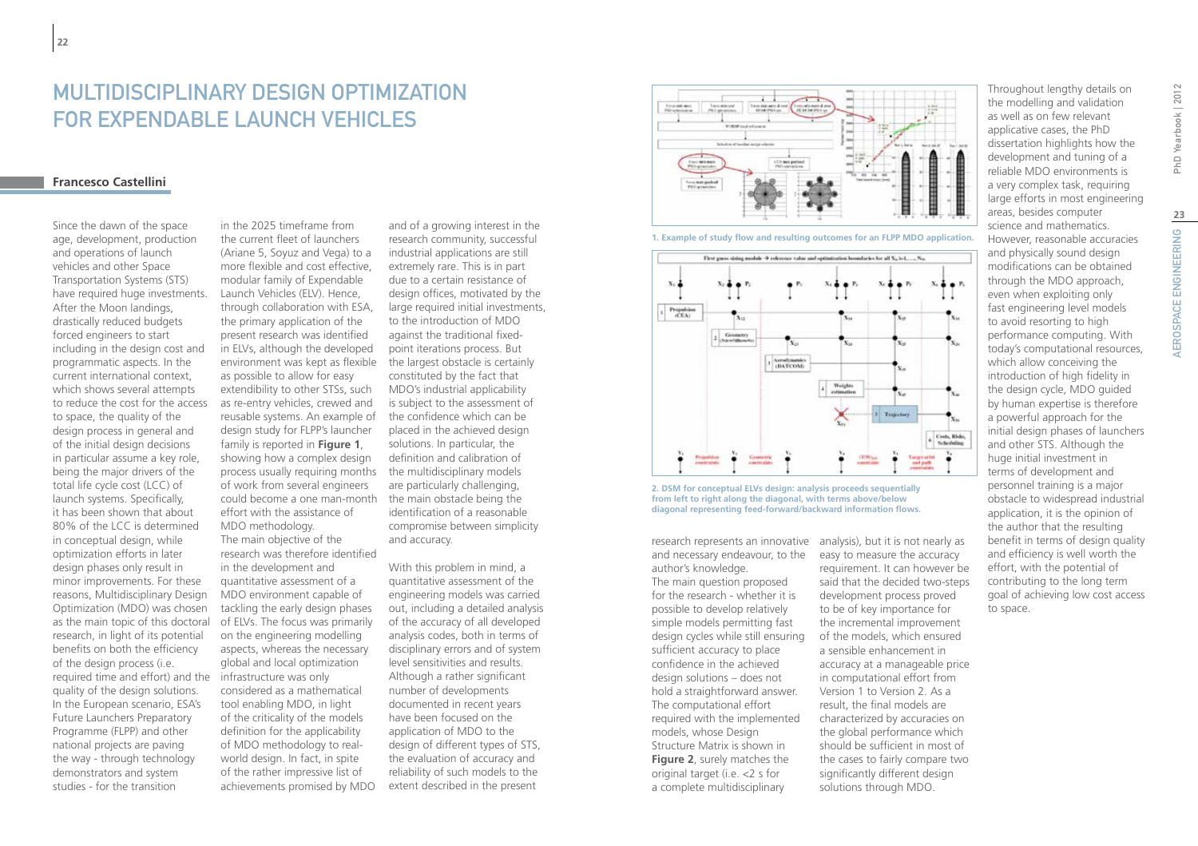# MULTIDISCIPLINARY DESIGN OPTIMIZATION FOR EXPENDABLE LAUNCH VEHICLES

**Francesco Castellini**

Since the dawn of the space age, development, production and operations of launch vehicles and other Space Transportation Systems (STS) have required huge investments. After the Moon landings, drastically reduced budgets forced engineers to start including in the design cost and programmatic aspects. In the current international context, which shows several attempts to reduce the cost for the access to space, the quality of the design process in general and of the initial design decisions in particular assume a key role, being the major drivers of the total life cycle cost (LCC) of launch systems. Specifically, it has been shown that about 80% of the LCC is determined in conceptual design, while optimization efforts in later design phases only result in minor improvements. For these reasons, Multidisciplinary Design Optimization (MDO) was chosen as the main topic of this doctoral research, in light of its potential benefits on both the efficiency of the design process (i.e. required time and effort) and the quality of the design solutions. In the European scenario, ESA's Future Launchers Preparatory Programme (FLPP) and other national projects are paving the way - through technology demonstrators and system studies - for the transition in the 2025 timeframe from the current fleet of launchers (Ariane 5, Soyuz and Vega) to a more flexible and cost effective, modular family of Expendable Launch Vehicles (ELV). Hence, through collaboration with ESA, the primary application of the present research was identified in ELVs, although the developed environment was kept as flexible as possible to allow for easy extendibility to other STSs, such as re-entry vehicles, crewed and reusable systems. An example of design study for FLPP's launcher family is reported in **Figure 1**, showing how a complex design process usually requiring months of work from several engineers could become a one man-month effort with the assistance of MDO methodology.

The main objective of the research was therefore identified in the development and quantitative assessment of a MDO environment capable of tackling the early design phases of ELVs. The focus was primarily on the engineering modelling aspects, whereas the necessary global and local optimization infrastructure was only considered as a mathematical tool enabling MDO, in light of the criticality of the models definition for the applicability of MDO methodology to real-world design. In fact, in spite of the rather impressive list of achievements promised by MDO and of a growing interest in the research community, successful industrial applications are still extremely rare. This is in part due to a certain resistance of design offices, motivated by the large required initial investments, to the introduction of MDO against the traditional fixed-point iterations process. But the largest obstacle is certainly constituted by the fact that MDO's industrial applicability is subject to the assessment of the confidence which can be placed in the achieved design solutions. In particular, the definition and calibration of the multidisciplinary models are particularly challenging, the main obstacle being the identification of a reasonable compromise between simplicity and accuracy.

With this problem in mind, a quantitative assessment of the engineering models was carried out, including a detailed analysis of the accuracy of all developed analysis codes, both in terms of disciplinary errors and of system level sensitivities and results. Although a rather significant number of developments documented in recent years have been focused on the application of MDO to the design of different types of STS, the evaluation of accuracy and reliability of such models to the extent described in the present research represents an innovative and necessary endeavour, to the author's knowledge.

The main question proposed for the research - whether it is possible to develop relatively simple models permitting fast design cycles while still ensuring sufficient accuracy to place confidence in the achieved design solutions – does not hold a straightforward answer. The computational effort required with the implemented models, whose Design Structure Matrix is shown in **Figure 2**, surely matches the original target (i.e. <2 s for a complete multidisciplinary analysis), but it is not nearly as easy to measure the accuracy requirement. It can however be said that the decided two-steps development process proved to be of key importance for the incremental improvement of the models, which ensured a sensible enhancement in accuracy at a manageable price in computational effort from Version 1 to Version 2. As a result, the final models are characterized by accuracies on the global performance which should be sufficient in most of the cases to fairly compare two significantly different design solutions through MDO.

**1. Example of study flow and resulting outcomes for an FLPP MDO application.**

**2. DSM for conceptual ELVs design: analysis proceeds sequentially from left to right along the diagonal, with terms above/below diagonal representing feed-forward/backward information flows.**

Throughout lengthy details on the modelling and validation as well as on few relevant applicative cases, the PhD dissertation highlights how the development and tuning of a reliable MDO environments is a very complex task, requiring large efforts in most engineering areas, besides computer science and mathematics. However, reasonable accuracies and physically sound design modifications can be obtained through the MDO approach, even when exploiting only fast engineering level models to avoid resorting to high performance computing. With today's computational resources, which allow conceiving the introduction of high fidelity in the design cycle, MDO guided by human expertise is therefore a powerful approach for the initial design phases of launchers and other STS. Although the huge initial investment in terms of development and personnel training is a major obstacle to widespread industrial application, it is the opinion of the author that the resulting benefit in terms of design quality and efficiency is well worth the effort, with the potential of contributing to the long term goal of achieving low cost access to space.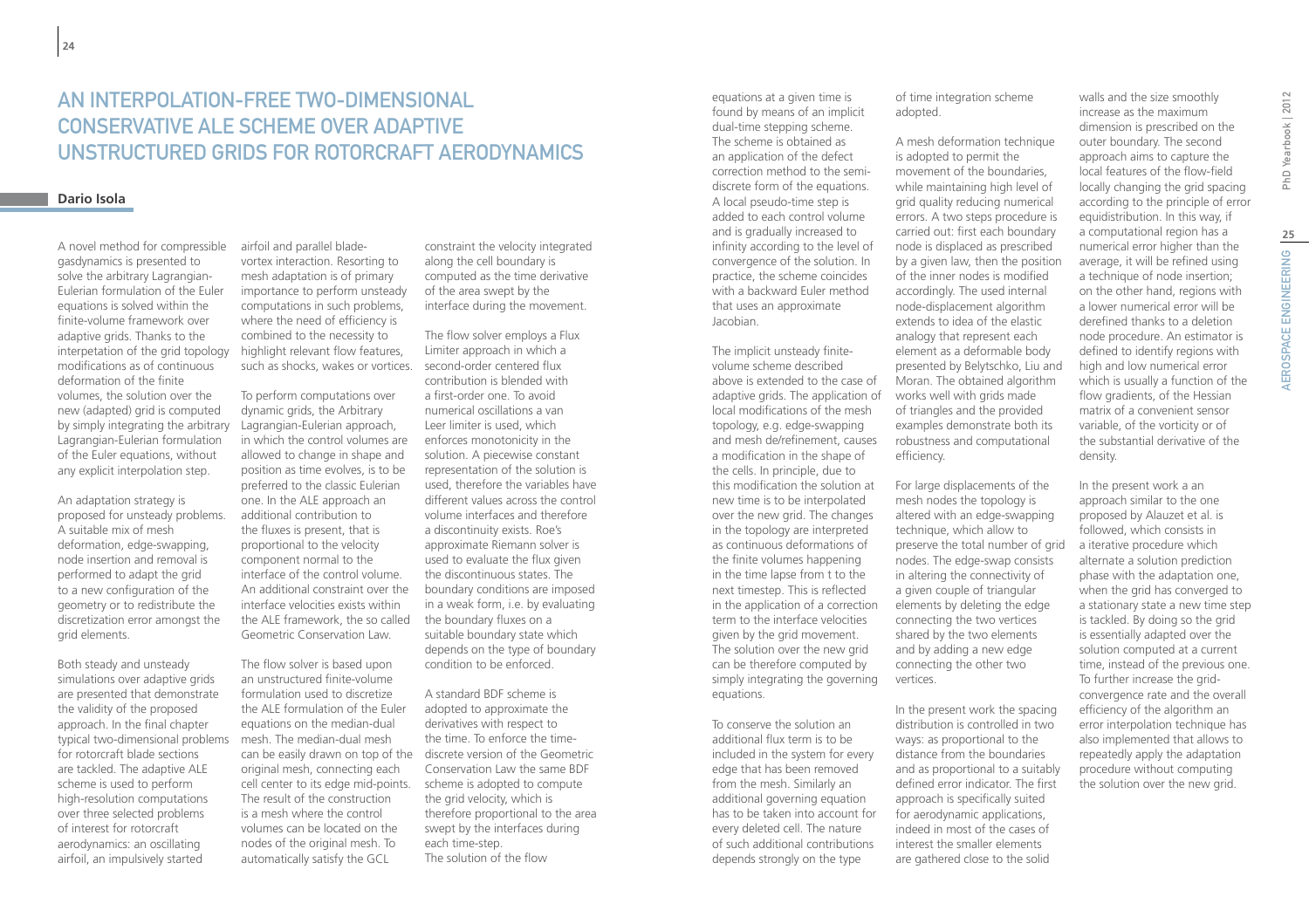# An interpolation-free two-dimensional conservative ALE scheme over adaptive unstructured grids for rotorcraft aerodynamics

**Dario Isola**

A novel method for compressible gasdynamics is presented to solve the arbitrary Lagrangian-Eulerian formulation of the Euler equations is solved within the finite-volume framework over adaptive grids. Thanks to the interpetation of the grid topology modifications as of continuous deformation of the finite volumes, the solution over the new (adapted) grid is computed by simply integrating the arbitrary Lagrangian-Eulerian formulation of the Euler equations, without any explicit interpolation step.

An adaptation strategy is proposed for unsteady problems. A suitable mix of mesh deformation, edge-swapping, node insertion and removal is performed to adapt the grid to a new configuration of the geometry or to redistribute the discretization error amongst the grid elements.

Both steady and unsteady simulations over adaptive grids are presented that demonstrate the validity of the proposed approach. In the final chapter typical two-dimensional problems for rotorcraft blade sections are tackled. The adaptive ALE scheme is used to perform high-resolution computations over three selected problems of interest for rotorcraft aerodynamics: an oscillating airfoil, an impulsively started airfoil and parallel blade-vortex interaction. Resorting to mesh adaptation is of primary importance to perform unsteady computations in such problems, where the need of efficiency is combined to the necessity to highlight relevant flow features, such as shocks, wakes or vortices.

To perform computations over dynamic grids, the Arbitrary Lagrangian-Eulerian approach, in which the control volumes are allowed to change in shape and position as time evolves, is to be preferred to the classic Eulerian one. In the ALE approach an additional contribution to the fluxes is present, that is proportional to the velocity component normal to the interface of the control volume. An additional constraint over the interface velocities exists within the ALE framework, the so called Geometric Conservation Law.

The flow solver is based upon an unstructured finite-volume formulation used to discretize the ALE formulation of the Euler equations on the median-dual mesh. The median-dual mesh can be easily drawn on top of the original mesh, connecting each cell center to its edge mid-points. The result of the construction is a mesh where the control volumes can be located on the nodes of the original mesh. To automatically satisfy the GCL constraint the velocity integrated along the cell boundary is computed as the time derivative of the area swept by the interface during the movement.

The flow solver employs a Flux Limiter approach in which a second-order centered flux contribution is blended with a first-order one. To avoid numerical oscillations a van Leer limiter is used, which enforces monotonicity in the solution. A piecewise constant representation of the solution is used, therefore the variables have different values across the control volume interfaces and therefore a discontinuity exists. Roe's approximate Riemann solver is used to evaluate the flux given the discontinuous states. The boundary conditions are imposed in a weak form, i.e. by evaluating the boundary fluxes on a suitable boundary state which depends on the type of boundary condition to be enforced.

A standard BDF scheme is adopted to approximate the derivatives with respect to the time. To enforce the time-discrete version of the Geometric Conservation Law the same BDF scheme is adopted to compute the grid velocity, which is therefore proportional to the area swept by the interfaces during each time-step.
The solution of the flow equations at a given time is found by means of an implicit dual-time stepping scheme. The scheme is obtained as an application of the defect correction method to the semi-discrete form of the equations. A local pseudo-time step is added to each control volume and is gradually increased to infinity according to the level of convergence of the solution. In practice, the scheme coincides with a backward Euler method that uses an approximate Jacobian.

The implicit unsteady finite-volume scheme described above is extended to the case of adaptive grids. The application of local modifications of the mesh topology, e.g. edge-swapping and mesh de/refinement, causes a modification in the shape of the cells. In principle, due to this modification the solution at new time is to be interpolated over the new grid. The changes in the topology are interpreted as continuous deformations of the finite volumes happening in the time lapse from t to the next timestep. This is reflected in the application of a correction term to the interface velocities given by the grid movement. The solution over the new grid can be therefore computed by simply integrating the governing equations.

To conserve the solution an additional flux term is to be included in the system for every edge that has been removed from the mesh. Similarly an additional governing equation has to be taken into account for every deleted cell. The nature of such additional contributions depends strongly on the type of time integration scheme adopted.

A mesh deformation technique is adopted to permit the movement of the boundaries, while maintaining high level of grid quality reducing numerical errors. A two steps procedure is carried out: first each boundary node is displaced as prescribed by a given law, then the position of the inner nodes is modified accordingly. The used internal node-displacement algorithm extends to idea of the elastic analogy that represent each element as a deformable body presented by Belytschko, Liu and Moran. The obtained algorithm works well with grids made of triangles and the provided examples demonstrate both its robustness and computational efficiency.

For large displacements of the mesh nodes the topology is altered with an edge-swapping technique, which allow to preserve the total number of grid nodes. The edge-swap consists in altering the connectivity of a given couple of triangular elements by deleting the edge connecting the two vertices shared by the two elements and by adding a new edge connecting the other two vertices.

In the present work the spacing distribution is controlled in two ways: as proportional to the distance from the boundaries and as proportional to a suitably defined error indicator. The first approach is specifically suited for aerodynamic applications, indeed in most of the cases of interest the smaller elements are gathered close to the solid walls and the size smoothly increase as the maximum dimension is prescribed on the outer boundary. The second approach aims to capture the local features of the flow-field locally changing the grid spacing according to the principle of error equidistribution. In this way, if a computational region has a numerical error higher than the average, it will be refined using a technique of node insertion; on the other hand, regions with a lower numerical error will be derefined thanks to a deletion node procedure. An estimator is defined to identify regions with high and low numerical error which is usually a function of the flow gradients, of the Hessian matrix of a convenient sensor variable, of the vorticity or of the substantial derivative of the density.

In the present work a an approach similar to the one proposed by Alauzet et al. is followed, which consists in a iterative procedure which alternate a solution prediction phase with the adaptation one, when the grid has converged to a stationary state a new time step is tackled. By doing so the grid is essentially adapted over the solution computed at a current time, instead of the previous one. To further increase the grid-convergence rate and the overall efficiency of the algorithm an error interpolation technique has also implemented that allows to repeatedly apply the adaptation procedure without computing the solution over the new grid.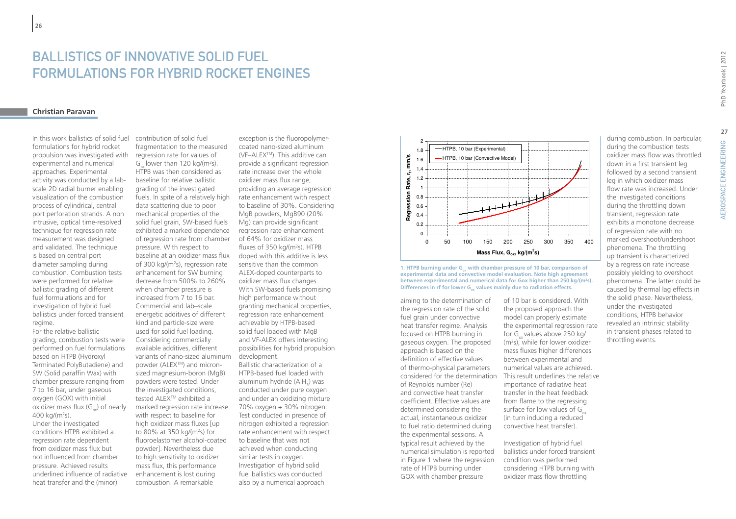# BALLISTICS OF INNOVATIVE SOLID FUEL FORMULATIONS FOR HYBRID ROCKET ENGINES

**Christian Paravan**

In this work ballistics of solid fuel formulations for hybrid rocket propulsion was investigated with experimental and numerical approaches. Experimental activity was conducted by a lab-scale 2D radial burner enabling visualization of the combustion process of cylindrical, central port perforation strands. A non intrusive, optical time-resolved technique for regression rate measurement was designed and validated. The technique is based on central port diameter sampling during combustion. Combustion tests were performed for relative ballistic grading of different fuel formulations and for investigation of hybrid fuel ballistics under forced transient regime.

For the relative ballistic grading, combustion tests were performed on fuel formulations based on HTPB (Hydroxyl Terminated PolyButadiene) and SW (Solid paraffin Wax) with chamber pressure ranging from 7 to 16 bar, under gaseous oxygen (GOX) with initial oxidizer mass flux ($G_{ox}$) of nearly 400 kg/(m$^2$s).

Under the investigated conditions HTPB exhibited a regression rate dependent from oxidizer mass flux but not influenced from chamber pressure. Achieved results underlined influence of radiative heat transfer and the (minor) contribution of solid fuel fragmentation to the measured regression rate for values of $G_{ox}$ lower than 120 kg/(m$^2$s). HTPB was then considered as baseline for relative ballistic grading of the investigated fuels. In spite of a relatively high data scattering due to poor mechanical properties of the solid fuel grain, SW-based fuels exhibited a marked dependence of regression rate from chamber pressure. With respect to baseline at an oxidizer mass flux of 300 kg/(m$^2$s), regression rate enhancement for SW burning decrease from 500% to 260% when chamber pressure is increased from 7 to 16 bar. Commercial and lab–scale energetic additives of different kind and particle-size were used for solid fuel loading. Considering commercially available additives, different variants of nano-sized aluminum powder (ALEX™) and micron-sized magnesium-boron (MgB) powders were tested. Under the investigated conditions, tested ALEX™ exhibited a marked regression rate increase with respect to baseline for high oxidizer mass fluxes [up to 80% at 350 kg/(m$^2$s) for fluoroelastomer alcohol-coated powder]. Nevertheless due to high sensitivity to oxidizer mass flux, this performance enhancement is lost during combustion. A remarkable exception is the fluoropolymer-coated nano-sized aluminum (VF–ALEX™). This additive can provide a significant regression rate increase over the whole oxidizer mass flux range, providing an average regression rate enhancement with respect to baseline of 30%. Considering MgB powders, MgB90 (20% Mg) can provide significant regression rate enhancement of 64% for oxidizer mass fluxes of 350 kg/(m$^2$s). HTPB doped with this additive is less sensitive than the common ALEX-doped counterparts to oxidizer mass flux changes. With SW-based fuels promising high performance without granting mechanical properties, regression rate enhancement achievable by HTPB-based solid fuel loaded with MgB and VF-ALEX offers interesting possibilities for hybrid propulsion development.

Ballistic characterization of a HTPB-based fuel loaded with aluminum hydride ($AlH_3$) was conducted under pure oxygen and under an oxidizing mixture 70% oxygen + 30% nitrogen. Test conducted in presence of nitrogen exhibited a regression rate enhancement with respect to baseline that was not achieved when conducting similar tests in oxygen. Investigation of hybrid solid fuel ballistics was conducted also by a numerical approach aiming to the determination of the regression rate of the solid fuel grain under convective heat transfer regime. Analysis focused on HTPB burning in gaseous oxygen. The proposed approach is based on the definition of effective values of thermo-physical parameters considered for the determination of Reynolds number (Re) and convective heat transfer coefficient. Effective values are determined considering the actual, instantaneous oxidizer to fuel ratio determined during the experimental sessions. A typical result achieved by the numerical simulation is reported in Figure 1 where the regression rate of HTPB burning under GOX with chamber pressure of 10 bar is considered. With the proposed approach the model can properly estimate the experimental regression rate for $G_{ox}$ values above 250 kg/(m$^2$s), while for lower oxidizer mass fluxes higher differences between experimental and numerical values are achieved. This result underlines the relative importance of radiative heat transfer in the heat feedback from flame to the regressing surface for low values of $G_{ox}$ (in turn inducing a reduced convective heat transfer).

**1. HTPB burning under $G_{ox}$ with chamber pressure of 10 bar, comparison of experimental data and convective model evaluation. Note high agreement between experimental and numerical data for Gox higher than 250 kg/(m$^2$s). Differences in rf for lower $G_{ox}$ values mainly due to radiation effects.**

Investigation of hybrid fuel ballistics under forced transient condition was performed considering HTPB burning with oxidizer mass flow throttling during combustion. In particular, during the combustion tests oxidizer mass flow was throttled down in a first transient leg followed by a second transient leg in which oxidizer mass flow rate was increased. Under the investigated conditions during the throttling down transient, regression rate exhibits a monotone decrease of regression rate with no marked overshoot/undershoot phenomena. The throttling up transient is characterized by a regression rate increase possibly yielding to overshoot phenomena. The latter could be caused by thermal lag effects in the solid phase. Nevertheless, under the investigated conditions, HTPB behavior revealed an intrinsic stability in transient phases related to throttling events.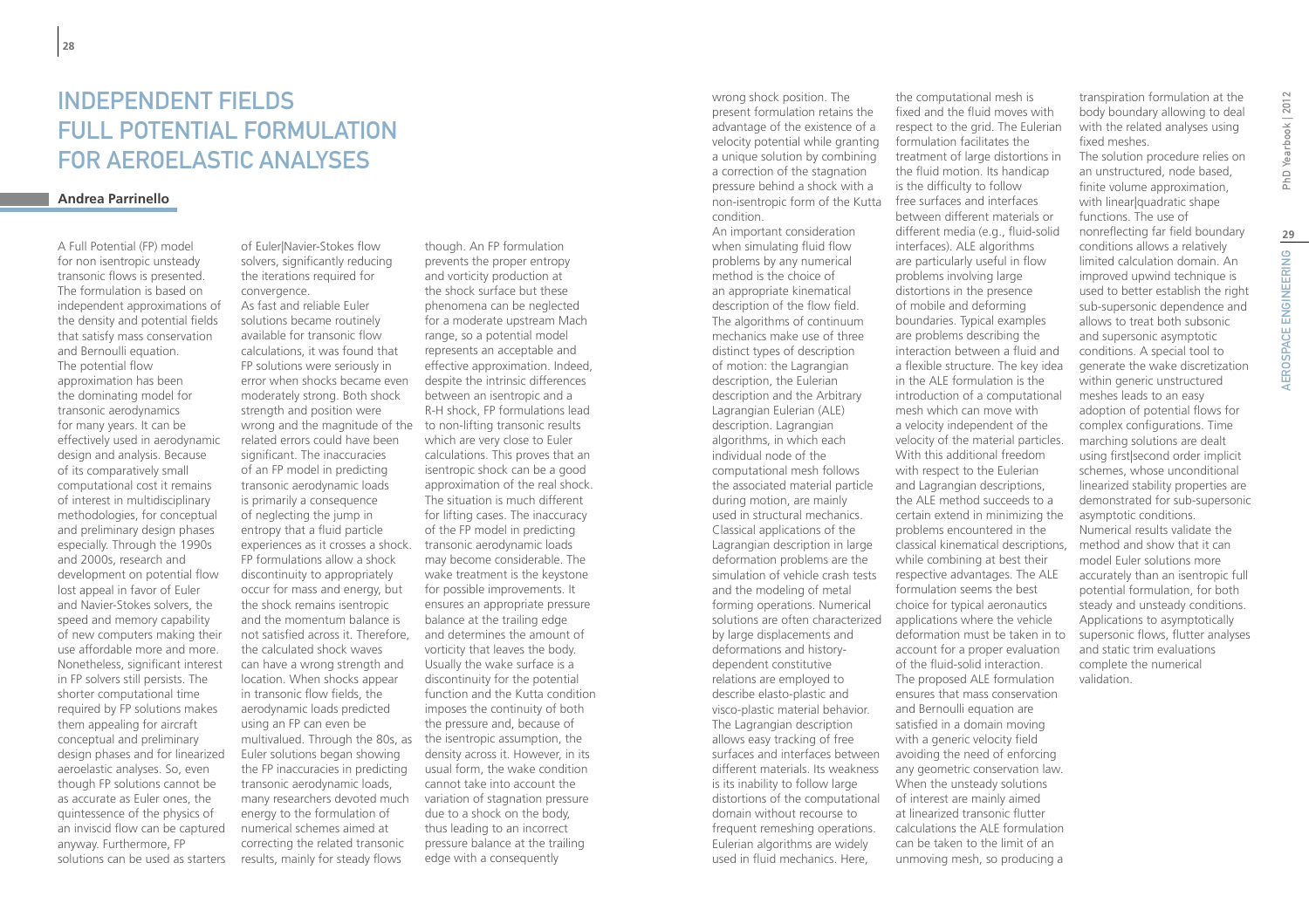# Independent Fields Full Potential Formulation for Aeroelastic Analyses

**Andrea Parrinello**

A Full Potential (FP) model for non isentropic unsteady transonic flows is presented. The formulation is based on independent approximations of the density and potential fields that satisfy mass conservation and Bernoulli equation. The potential flow approximation has been the dominating model for transonic aerodynamics for many years. It can be effectively used in aerodynamic design and analysis. Because of its comparatively small computational cost it remains of interest in multidisciplinary methodologies, for conceptual and preliminary design phases especially. Through the 1990s and 2000s, research and development on potential flow lost appeal in favor of Euler and Navier-Stokes solvers, the speed and memory capability of new computers making their use affordable more and more. Nonetheless, significant interest in FP solvers still persists. The shorter computational time required by FP solutions makes them appealing for aircraft conceptual and preliminary design phases and for linearized aeroelastic analyses. So, even though FP solutions cannot be as accurate as Euler ones, the quintessence of the physics of an inviscid flow can be captured anyway. Furthermore, FP solutions can be used as starters of Euler|Navier-Stokes flow solvers, significantly reducing the iterations required for convergence.

As fast and reliable Euler solutions became routinely available for transonic flow calculations, it was found that FP solutions were seriously in error when shocks became even moderately strong. Both shock strength and position were wrong and the magnitude of the related errors could have been significant. The inaccuracies of an FP model in predicting transonic aerodynamic loads is primarily a consequence of neglecting the jump in entropy that a fluid particle experiences as it crosses a shock. FP formulations allow a shock discontinuity to appropriately occur for mass and energy, but the shock remains isentropic and the momentum balance is not satisfied across it. Therefore, the calculated shock waves can have a wrong strength and location. When shocks appear in transonic flow fields, the aerodynamic loads predicted using an FP can even be multivalued. Through the 80s, as Euler solutions began showing the FP inaccuracies in predicting transonic aerodynamic loads, many researchers devoted much energy to the formulation of numerical schemes aimed at correcting the related transonic results, mainly for steady flows though. An FP formulation prevents the proper entropy and vorticity production at the shock surface but these phenomena can be neglected for a moderate upstream Mach range, so a potential model represents an acceptable and effective approximation. Indeed, despite the intrinsic differences between an isentropic and a R-H shock, FP formulations lead to non-lifting transonic results which are very close to Euler calculations. This proves that an isentropic shock can be a good approximation of the real shock. The situation is much different for lifting cases. The inaccuracy of the FP model in predicting transonic aerodynamic loads may become considerable. The wake treatment is the keystone for possible improvements. It ensures an appropriate pressure balance at the trailing edge and determines the amount of vorticity that leaves the body. Usually the wake surface is a discontinuity for the potential function and the Kutta condition imposes the continuity of both the pressure and, because of the isentropic assumption, the density across it. However, in its usual form, the wake condition cannot take into account the variation of stagnation pressure due to a shock on the body, thus leading to an incorrect pressure balance at the trailing edge with a consequently wrong shock position. The present formulation retains the advantage of the existence of a velocity potential while granting a unique solution by combining a correction of the stagnation pressure behind a shock with a non-isentropic form of the Kutta condition.

An important consideration when simulating fluid flow problems by any numerical method is the choice of an appropriate kinematical description of the flow field. The algorithms of continuum mechanics make use of three distinct types of description of motion: the Lagrangian description, the Eulerian description and the Arbitrary Lagrangian Eulerian (ALE) description. Lagrangian algorithms, in which each individual node of the computational mesh follows the associated material particle during motion, are mainly used in structural mechanics. Classical applications of the Lagrangian description in large deformation problems are the simulation of vehicle crash tests and the modeling of metal forming operations. Numerical solutions are often characterized by large displacements and deformations and history-dependent constitutive relations are employed to describe elasto-plastic and visco-plastic material behavior. The Lagrangian description allows easy tracking of free surfaces and interfaces between different materials. Its weakness is its inability to follow large distortions of the computational domain without recourse to frequent remeshing operations. Eulerian algorithms are widely used in fluid mechanics. Here, the computational mesh is fixed and the fluid moves with respect to the grid. The Eulerian formulation facilitates the treatment of large distortions in the fluid motion. Its handicap is the difficulty to follow free surfaces and interfaces between different materials or different media (e.g., fluid-solid interfaces). ALE algorithms are particularly useful in flow problems involving large distortions in the presence of mobile and deforming boundaries. Typical examples are problems describing the interaction between a fluid and a flexible structure. The key idea in the ALE formulation is the introduction of a computational mesh which can move with a velocity independent of the velocity of the material particles. With this additional freedom with respect to the Eulerian and Lagrangian descriptions, the ALE method succeeds to a certain extend in minimizing the problems encountered in the classical kinematical descriptions, while combining at best their respective advantages. The ALE formulation seems the best choice for typical aeronautics applications where the vehicle deformation must be taken in to account for a proper evaluation of the fluid-solid interaction. The proposed ALE formulation ensures that mass conservation and Bernoulli equation are satisfied in a domain moving with a generic velocity field avoiding the need of enforcing any geometric conservation law. When the unsteady solutions of interest are mainly aimed at linearized transonic flutter calculations the ALE formulation can be taken to the limit of an unmoving mesh, so producing a transpiration formulation at the body boundary allowing to deal with the related analyses using fixed meshes.

The solution procedure relies on an unstructured, node based, finite volume approximation, with linear|quadratic shape functions. The use of nonreflecting far field boundary conditions allows a relatively limited calculation domain. An improved upwind technique is used to better establish the right sub-supersonic dependence and allows to treat both subsonic and supersonic asymptotic conditions. A special tool to generate the wake discretization within generic unstructured meshes leads to an easy adoption of potential flows for complex configurations. Time marching solutions are dealt using first|second order implicit schemes, whose unconditional linearized stability properties are demonstrated for sub-supersonic asymptotic conditions.

Numerical results validate the method and show that it can model Euler solutions more accurately than an isentropic full potential formulation, for both steady and unsteady conditions. Applications to asymptotically supersonic flows, flutter analyses and static trim evaluations complete the numerical validation.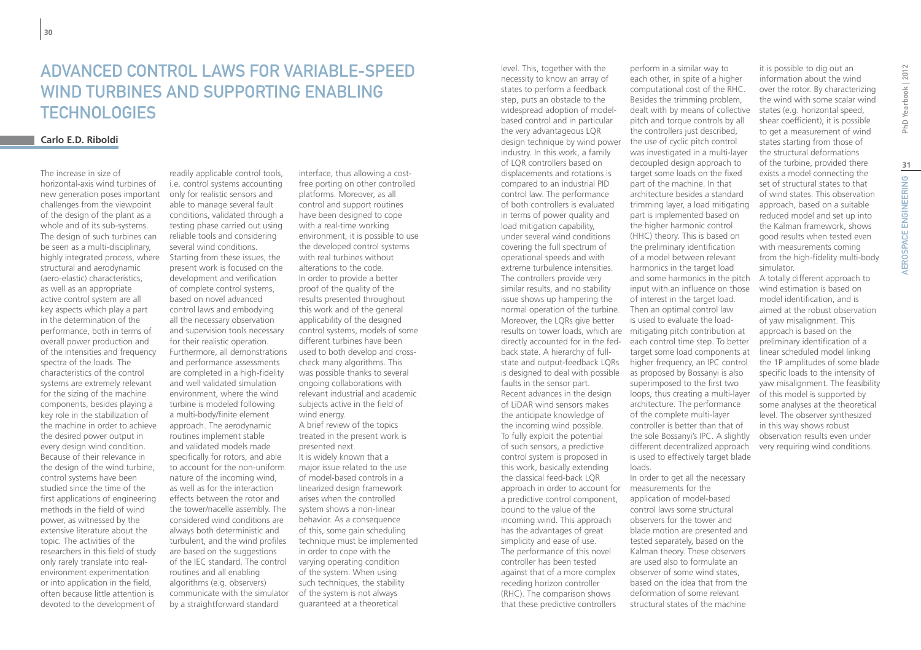# Advanced Control Laws for Variable-Speed Wind Turbines and Supporting Enabling Technologies

**Carlo E.D. Riboldi**

The increase in size of horizontal-axis wind turbines of new generation poses important challenges from the viewpoint of the design of the plant as a whole and of its sub-systems. The design of such turbines can be seen as a multi-disciplinary, highly integrated process, where structural and aerodynamic (aero-elastic) characteristics, as well as an appropriate active control system are all key aspects which play a part in the determination of the performance, both in terms of overall power production and of the intensities and frequency spectra of the loads. The characteristics of the control systems are extremely relevant for the sizing of the machine components, besides playing a key role in the stabilization of the machine in order to achieve the desired power output in every design wind condition. Because of their relevance in the design of the wind turbine, control systems have been studied since the time of the first applications of engineering methods in the field of wind power, as witnessed by the extensive literature about the topic. The activities of the researchers in this field of study only rarely translate into real-environment experimentation or into application in the field, often because little attention is devoted to the development of readily applicable control tools, i.e. control systems accounting only for realistic sensors and able to manage several fault conditions, validated through a testing phase carried out using reliable tools and considering several wind conditions.

Starting from these issues, the present work is focused on the development and verification of complete control systems, based on novel advanced control laws and embodying all the necessary observation and supervision tools necessary for their realistic operation. Furthermore, all demonstrations and performance assessments are completed in a high-fidelity and well validated simulation environment, where the wind turbine is modeled following a multi-body/finite element approach. The aerodynamic routines implement stable and validated models made specifically for rotors, and able to account for the non-uniform nature of the incoming wind, as well as for the interaction effects between the rotor and the tower/nacelle assembly. The considered wind conditions are always both deterministic and turbulent, and the wind profiles are based on the suggestions of the IEC standard. The control routines and all enabling algorithms (e.g. observers) communicate with the simulator by a straightforward standard interface, thus allowing a cost-free porting on other controlled platforms. Moreover, as all control and support routines have been designed to cope with a real-time working environment, it is possible to use the developed control systems with real turbines without alterations to the code.

In order to provide a better proof of the quality of the results presented throughout this work and of the general applicability of the designed control systems, models of some different turbines have been used to both develop and cross-check many algorithms. This was possible thanks to several ongoing collaborations with relevant industrial and academic subjects active in the field of wind energy.

A brief review of the topics treated in the present work is presented next.

It is widely known that a major issue related to the use of model-based controls in a linearized design framework arises when the controlled system shows a non-linear behavior. As a consequence of this, some gain scheduling technique must be implemented in order to cope with the varying operating condition of the system. When using such techniques, the stability of the system is not always guaranteed at a theoretical level. This, together with the necessity to know an array of states to perform a feedback step, puts an obstacle to the widespread adoption of model-based control and in particular the very advantageous LQR design technique by wind power industry. In this work, a family of LQR controllers based on displacements and rotations is compared to an industrial PID control law. The performance of both controllers is evaluated in terms of power quality and load mitigation capability, under several wind conditions covering the full spectrum of operational speeds and with extreme turbulence intensities. The controllers provide very similar results, and no stability issue shows up hampering the normal operation of the turbine. Moreover, the LQRs give better results on tower loads, which are directly accounted for in the feed-back state. A hierarchy of full-state and output-feedback LQRs is designed to deal with possible faults in the sensor part.

Recent advances in the design of LiDAR wind sensors makes the anticipate knowledge of the incoming wind possible. To fully exploit the potential of such sensors, a predictive control system is proposed in this work, basically extending the classical feed-back LQR approach in order to account for a predictive control component, bound to the value of the incoming wind. This approach has the advantages of great simplicity and ease of use. The performance of this novel controller has been tested against that of a more complex receding horizon controller (RHC). The comparison shows that these predictive controllers perform in a similar way to each other, in spite of a higher computational cost of the RHC.

Besides the trimming problem, dealt with by means of collective pitch and torque controls by all the controllers just described, the use of cyclic pitch control was investigated in a multi-layer decoupled design approach to target some loads on the fixed part of the machine. In that architecture besides a standard trimming layer, a load mitigating part is implemented based on the higher harmonic control (HHC) theory. This is based on the preliminary identification of a model between relevant harmonics in the target load and some harmonics in the pitch input with an influence on those of interest in the target load. Then an optimal control law is used to evaluate the load-mitigating pitch contribution at each control time step. To better target some load components at higher frequency, an IPC control as proposed by Bossanyi is also superimposed to the first two loops, thus creating a multi-layer architecture. The performance of the complete multi-layer controller is better than that of the sole Bossanyi's IPC. A slightly different decentralized approach is used to effectively target blade loads.

In order to get all the necessary measurements for the application of model-based control laws some structural observers for the tower and blade motion are presented and tested separately, based on the Kalman theory. These observers are used also to formulate an observer of some wind states, based on the idea that from the deformation of some relevant structural states of the machine it is possible to dig out an information about the wind over the rotor. By characterizing the wind with some scalar wind states (e.g. horizontal speed, shear coefficient), it is possible to get a measurement of wind states starting from those of the structural deformations of the turbine, provided there exists a model connecting the set of structural states to that of wind states. This observation approach, based on a suitable reduced model and set up into the Kalman framework, shows good results when tested even with measurements coming from the high-fidelity multi-body simulator.

A totally different approach to wind estimation is based on model identification, and is aimed at the robust observation of yaw misalignment. This approach is based on the preliminary identification of a linear scheduled model linking the 1P amplitudes of some blade specific loads to the intensity of yaw misalignment. The feasibility of this model is supported by some analyses at the theoretical level. The observer synthesized in this way shows robust observation results even under very requiring wind conditions.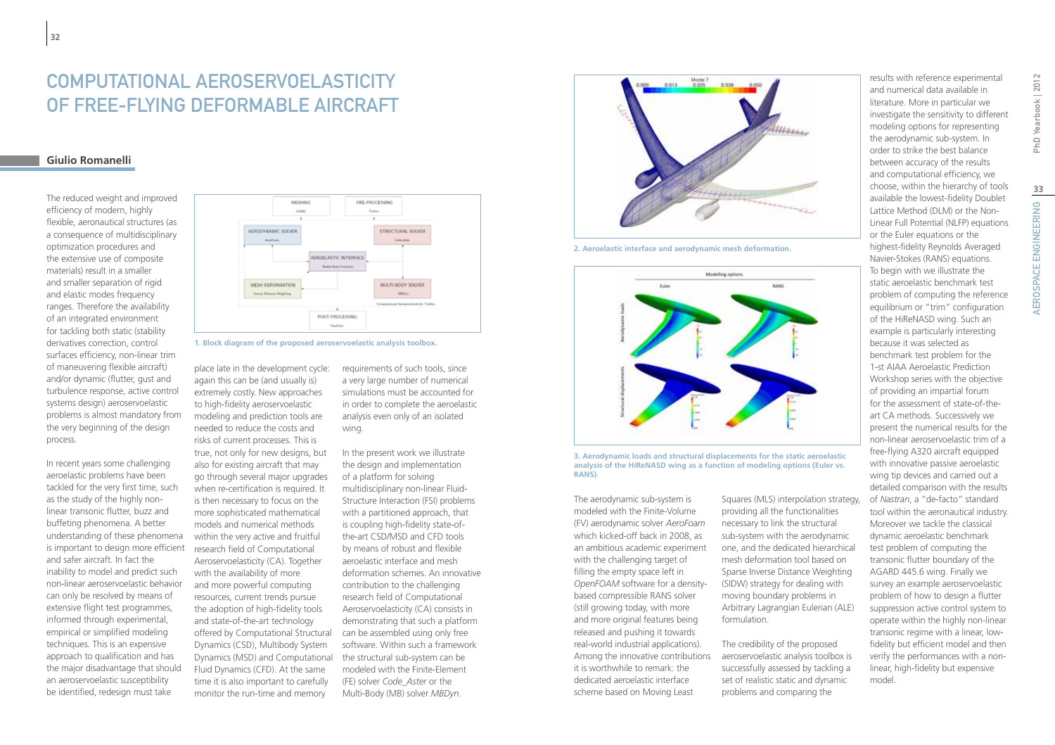# COMPUTATIONAL AEROSERVOELASTICITY OF FREE-FLYING DEFORMABLE AIRCRAFT

**Giulio Romanelli**

The reduced weight and improved efficiency of modern, highly flexible, aeronautical structures (as a consequence of multidisciplinary optimization procedures and the extensive use of composite materials) result in a smaller and smaller separation of rigid and elastic modes frequency ranges. Therefore the availability of an integrated environment for tackling both static (stability derivatives correction, control surfaces efficiency, non-linear trim of maneuvering flexible aircraft) and/or dynamic (flutter, gust and turbulence response, active control systems design) aeroservoelastic problems is almost mandatory from the very beginning of the design process.

In recent years some challenging aeroelastic problems have been tackled for the very first time, such as the study of the highly non-linear transonic flutter, buzz and buffeting phenomena. A better understanding of these phenomena is important to design more efficient and safer aircraft. In fact the inability to model and predict such non-linear aeroservoelastic behavior can only be resolved by means of extensive flight test programmes, informed through experimental, empirical or simplified modeling techniques. This is an expensive approach to qualification and has the major disadvantage that should an aeroservoelastic susceptibility be identified, redesign must take place late in the development cycle: again this can be (and usually is) extremely costly. New approaches to high-fidelity aeroservoelastic modeling and prediction tools are needed to reduce the costs and risks of current processes. This is true, not only for new designs, but also for existing aircraft that may go through several major upgrades when re-certification is required. It is then necessary to focus on the more sophisticated mathematical models and numerical methods within the very active and fruitful research field of Computational Aeroservoelasticity (CA). Together with the availability of more and more powerful computing resources, current trends pursue the adoption of high-fidelity tools and state-of-the-art technology offered by Computational Structural Dynamics (CSD), Multibody System Dynamics (MSD) and Computational Fluid Dynamics (CFD). At the same time it is also important to carefully monitor the run-time and memory requirements of such tools, since a very large number of numerical simulations must be accounted for in order to complete the aeroelastic analysis even only of an isolated wing.

In the present work we illustrate the design and implementation of a platform for solving multidisciplinary non-linear Fluid-Structure Interaction (FSI) problems with a partitioned approach, that is coupling high-fidelity state-of-the-art CSD/MSD and CFD tools by means of robust and flexible aeroelastic interface and mesh deformation schemes. An innovative contribution to the challenging research field of Computational Aeroservoelasticity (CA) consists in demonstrating that such a platform can be assembled using only free software. Within such a framework the structural sub-system can be modeled with the Finite-Element (FE) solver *Code_Aster* or the Multi-Body (MB) solver *MBDyn*.

MESHING
CGNS
PRE-PROCESSING
Python
AERODYNAMIC SOLVER
AeroFoam
STRUCTURAL SOLVER
Code_Aster
AEROELASTIC INTERFACE
Radial Basis Functions
MESH DEFORMATION
Inverse Distance Weighting
MULTI-BODY SOLVER
MBDyn
Computational Aeroservoelasticity Toolbox
POST-PROCESSING
ParaView

**1. Block diagram of the proposed aeroservoelastic analysis toolbox.**

Mode 7
0.000 0.013 0.025 0.038 0.050

**2. Aeroelastic interface and aerodynamic mesh deformation.**

Modelling options
Euler
RANS
Aerodynamic loads
Structural displacements

**3. Aerodynamic loads and structural displacements for the static aeroelastic analysis of the HiReNASD wing as a function of modeling options (Euler vs. RANS).**

The aerodynamic sub-system is modeled with the Finite-Volume (FV) aerodynamic solver *AeroFoam* which kicked-off back in 2008, as an ambitious academic experiment with the challenging target of filling the empty space left in *OpenFOAM* software for a density-based compressible RANS solver (still growing today, with more and more original features being released and pushing it towards real-world industrial applications). Among the innovative contributions it is worthwhile to remark: the dedicated aeroelastic interface scheme based on Moving Least Squares (MLS) interpolation strategy, providing all the functionalities necessary to link the structural sub-system with the aerodynamic one, and the dedicated hierarchical mesh deformation tool based on Sparse Inverse Distance Weighting (SIDW) strategy for dealing with moving boundary problems in Arbitrary Lagrangian Eulerian (ALE) formulation.

The credibility of the proposed aeroservoelastic analysis toolbox is successfully assessed by tackling a set of realistic static and dynamic problems and comparing the results with reference experimental and numerical data available in literature. More in particular we investigate the sensitivity to different modeling options for representing the aerodynamic sub-system. In order to strike the best balance between accuracy of the results and computational efficiency, we choose, within the hierarchy of tools available the lowest-fidelity Doublet Lattice Method (DLM) or the Non-Linear Full Potential (NLFP) equations or the Euler equations or the highest-fidelity Reynolds Averaged Navier-Stokes (RANS) equations. To begin with we illustrate the static aeroelastic benchmark test problem of computing the reference equilibrium or "trim" configuration of the HiReNASD wing. Such an example is particularly interesting because it was selected as benchmark test problem for the 1-st AIAA Aeroelastic Prediction Workshop series with the objective of providing an impartial forum for the assessment of state-of-the-art CA methods. Successively we present the numerical results for the non-linear aeroservoelastic trim of a free-flying A320 aircraft equipped with innovative passive aeroelastic wing tip devices and carried out a detailed comparison with the results of *Nastran*, a "de-facto" standard tool within the aeronautical industry. Moreover we tackle the classical dynamic aeroelastic benchmark test problem of computing the transonic flutter boundary of the AGARD 445.6 wing. Finally we survey an example aeroservoelastic problem of how to design a flutter suppression active control system to operate within the highly non-linear transonic regime with a linear, low-fidelity but efficient model and then verify the performances with a non-linear, high-fidelity but expensive model.